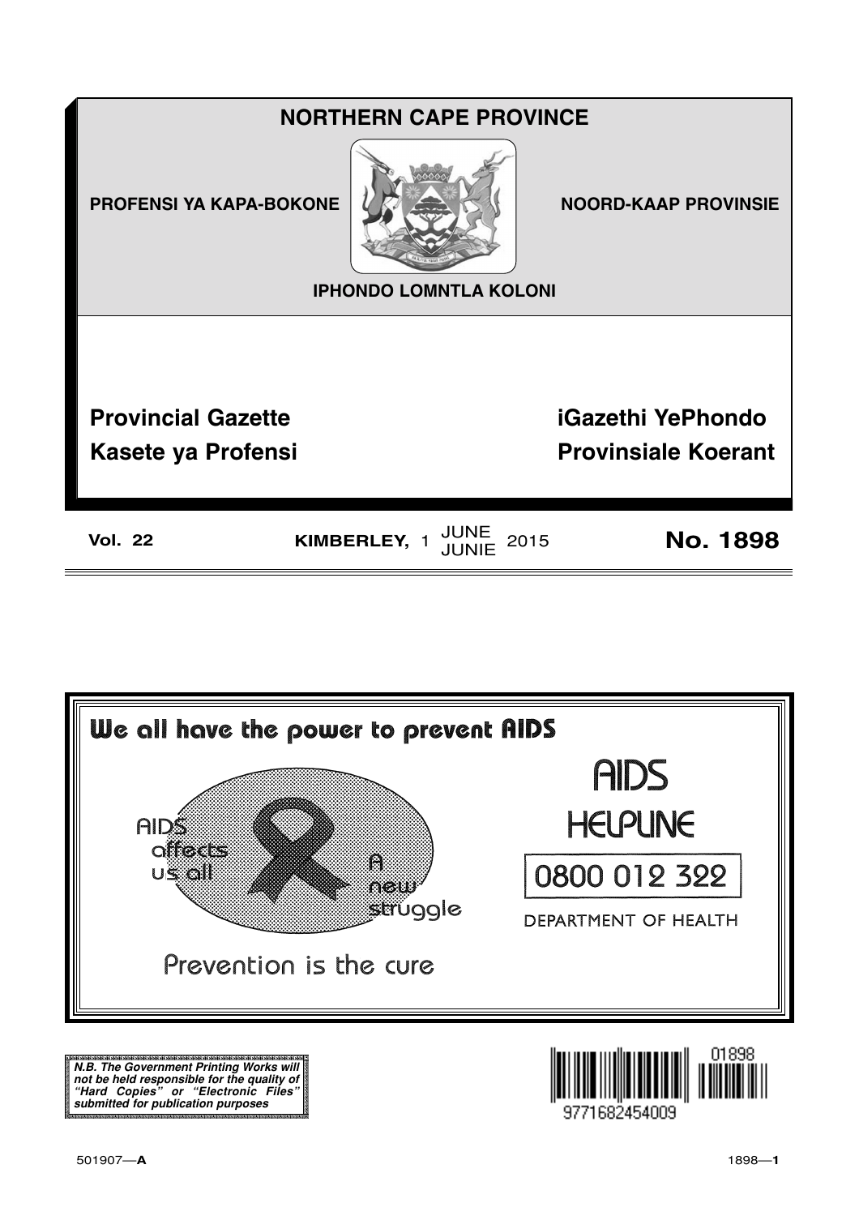# NORTHERN CAPE PROVINCE

PROFENSI YA KAPA-BOKONE

NOORD-KAAP PROVINSIE

IPHONDO LOMNTLA KOLONI

## Provincial Gazette
## iGazethi YePhondo
## Kasete ya Profensi
## Provinsiale Koerant

**Vol. 22** **KIMBERLEY,** 1 JUNE / JUNIE 2015 **No. 1898**

---

**We all have the power to prevent AIDS**

AIDS affects us all

A new struggle

Prevention is the cure

AIDS HELPLINE

0800 012 322

DEPARTMENT OF HEALTH

---

***N.B. The Government Printing Works will not be held responsible for the quality of "Hard Copies" or "Electronic Files" submitted for publication purposes***

01898

9771682454009

501907—**A**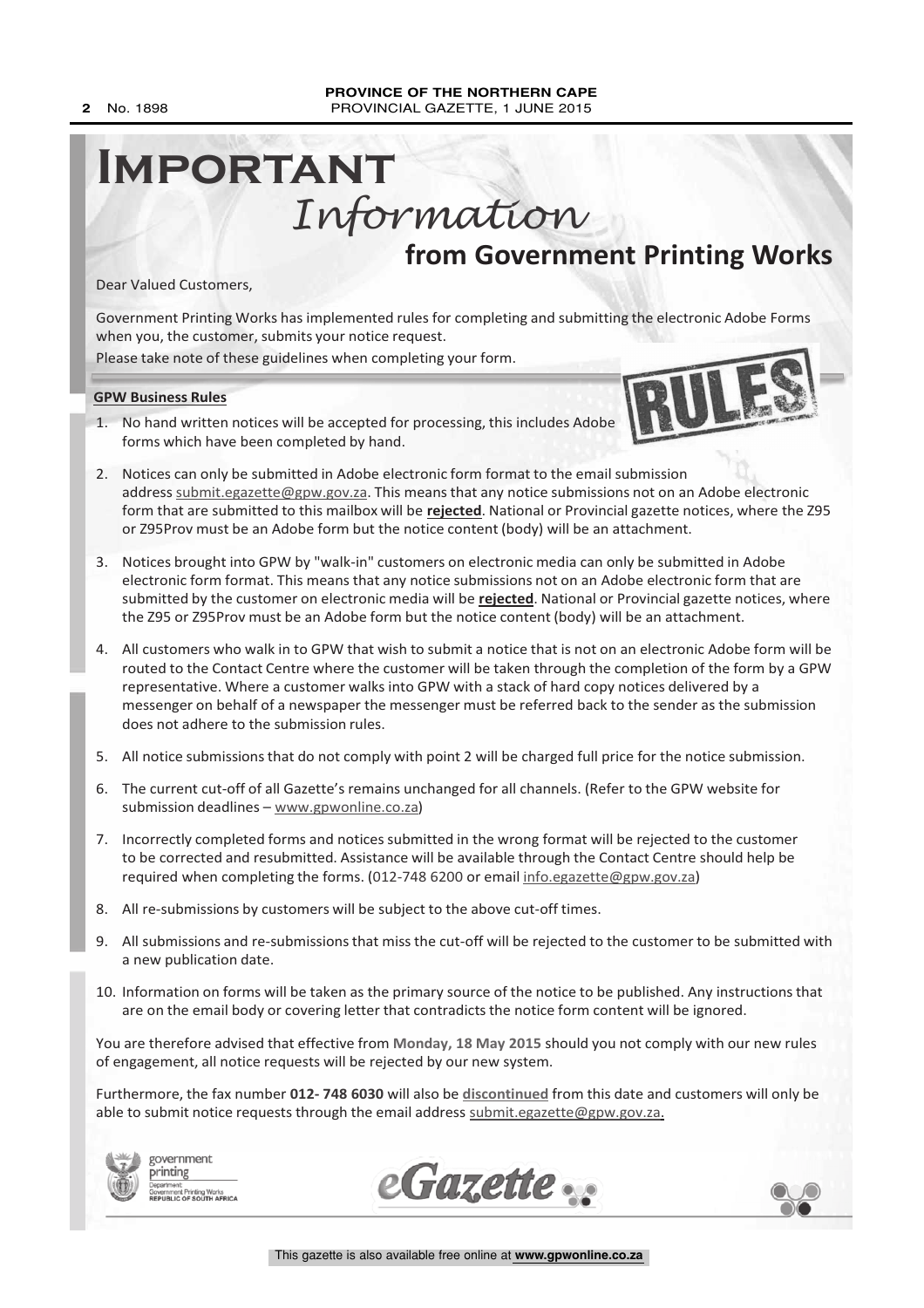# Important *Information*

## from Government Printing Works

Dear Valued Customers,

Government Printing Works has implemented rules for completing and submitting the electronic Adobe Forms when you, the customer, submits your notice request.

Please take note of these guidelines when completing your form.

**GPW Business Rules**

1. No hand written notices will be accepted for processing, this includes Adobe forms which have been completed by hand.
2. Notices can only be submitted in Adobe electronic form format to the email submission address submit.egazette@gpw.gov.za. This means that any notice submissions not on an Adobe electronic form that are submitted to this mailbox will be **rejected**. National or Provincial gazette notices, where the Z95 or Z95Prov must be an Adobe form but the notice content (body) will be an attachment.
3. Notices brought into GPW by "walk-in" customers on electronic media can only be submitted in Adobe electronic form format. This means that any notice submissions not on an Adobe electronic form that are submitted by the customer on electronic media will be **rejected**. National or Provincial gazette notices, where the Z95 or Z95Prov must be an Adobe form but the notice content (body) will be an attachment.
4. All customers who walk in to GPW that wish to submit a notice that is not on an electronic Adobe form will be routed to the Contact Centre where the customer will be taken through the completion of the form by a GPW representative. Where a customer walks into GPW with a stack of hard copy notices delivered by a messenger on behalf of a newspaper the messenger must be referred back to the sender as the submission does not adhere to the submission rules.
5. All notice submissions that do not comply with point 2 will be charged full price for the notice submission.
6. The current cut-off of all Gazette's remains unchanged for all channels. (Refer to the GPW website for submission deadlines – www.gpwonline.co.za)
7. Incorrectly completed forms and notices submitted in the wrong format will be rejected to the customer to be corrected and resubmitted. Assistance will be available through the Contact Centre should help be required when completing the forms. (012-748 6200 or email info.egazette@gpw.gov.za)
8. All re-submissions by customers will be subject to the above cut-off times.
9. All submissions and re-submissions that miss the cut-off will be rejected to the customer to be submitted with a new publication date.
10. Information on forms will be taken as the primary source of the notice to be published. Any instructions that are on the email body or covering letter that contradicts the notice form content will be ignored.

You are therefore advised that effective from **Monday, 18 May 2015** should you not comply with our new rules of engagement, all notice requests will be rejected by our new system.

Furthermore, the fax number **012- 748 6030** will also be **discontinued** from this date and customers will only be able to submit notice requests through the email address submit.egazette@gpw.gov.za.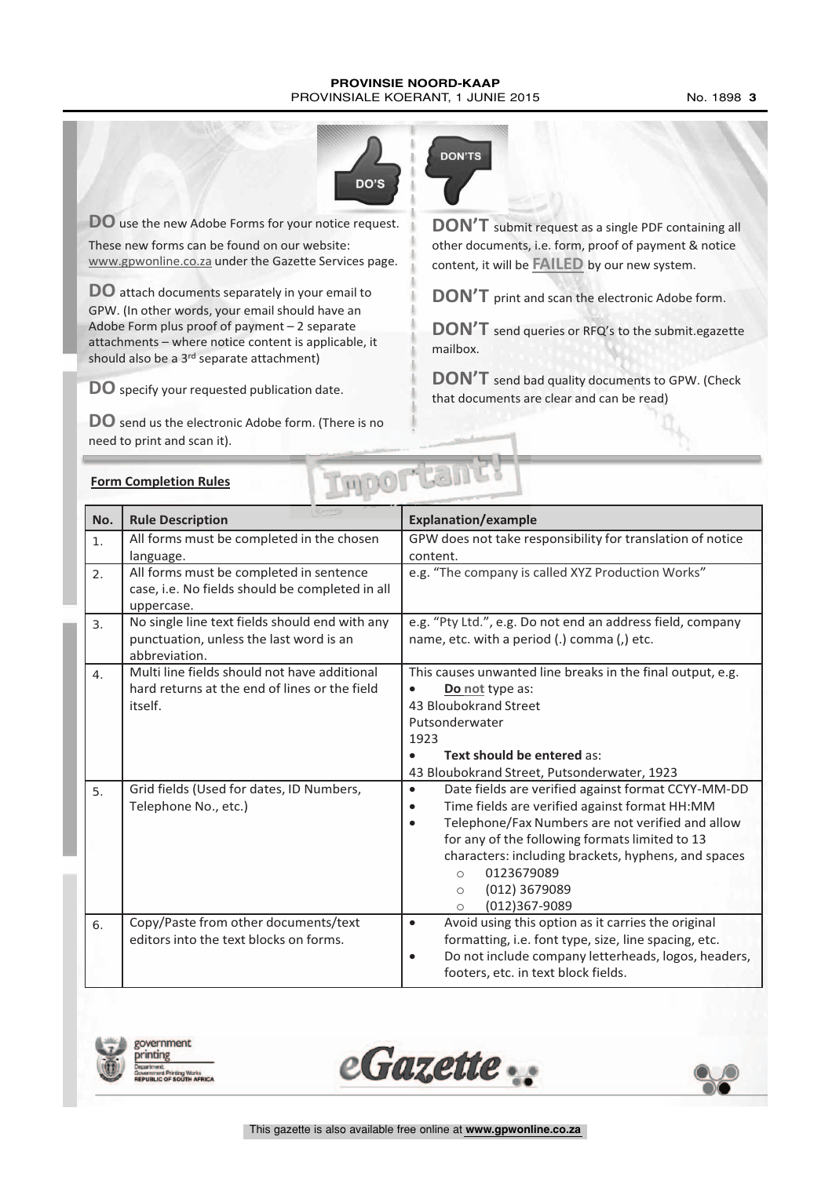DO'S

**DO** use the new Adobe Forms for your notice request.

These new forms can be found on our website: www.gpwonline.co.za under the Gazette Services page.

**DO** attach documents separately in your email to GPW. (In other words, your email should have an Adobe Form plus proof of payment – 2 separate attachments – where notice content is applicable, it should also be a 3rd separate attachment)

**DO** specify your requested publication date.

**DO** send us the electronic Adobe form. (There is no need to print and scan it).

DON'TS

**DON'T** submit request as a single PDF containing all other documents, i.e. form, proof of payment & notice content, it will be **FAILED** by our new system.

**DON'T** print and scan the electronic Adobe form.

**DON'T** send queries or RFQ's to the submit.egazette mailbox.

**DON'T** send bad quality documents to GPW. (Check that documents are clear and can be read)

Important!

**Form Completion Rules**

| No. | Rule Description | Explanation/example |
|---|---|---|
| 1. | All forms must be completed in the chosen language. | GPW does not take responsibility for translation of notice content. |
| 2. | All forms must be completed in sentence case, i.e. No fields should be completed in all uppercase. | e.g. "The company is called XYZ Production Works" |
| 3. | No single line text fields should end with any punctuation, unless the last word is an abbreviation. | e.g. "Pty Ltd.", e.g. Do not end an address field, company name, etc. with a period (.) comma (,) etc. |
| 4. | Multi line fields should not have additional hard returns at the end of lines or the field itself. | This causes unwanted line breaks in the final output, e.g. <br>• **Do not** type as: <br>43 Bloubokrand Street <br>Putsonderwater <br>1923 <br>• **Text should be entered** as: <br>43 Bloubokrand Street, Putsonderwater, 1923 |
| 5. | Grid fields (Used for dates, ID Numbers, Telephone No., etc.) | • Date fields are verified against format CCYY-MM-DD <br>• Time fields are verified against format HH:MM <br>• Telephone/Fax Numbers are not verified and allow for any of the following formats limited to 13 characters: including brackets, hyphens, and spaces <br>○ 0123679089 <br>○ (012) 3679089 <br>○ (012)367-9089 |
| 6. | Copy/Paste from other documents/text editors into the text blocks on forms. | • Avoid using this option as it carries the original formatting, i.e. font type, size, line spacing, etc. <br>• Do not include company letterheads, logos, headers, footers, etc. in text block fields. |

government printing
Department: Government Printing Works
REPUBLIC OF SOUTH AFRICA

eGazette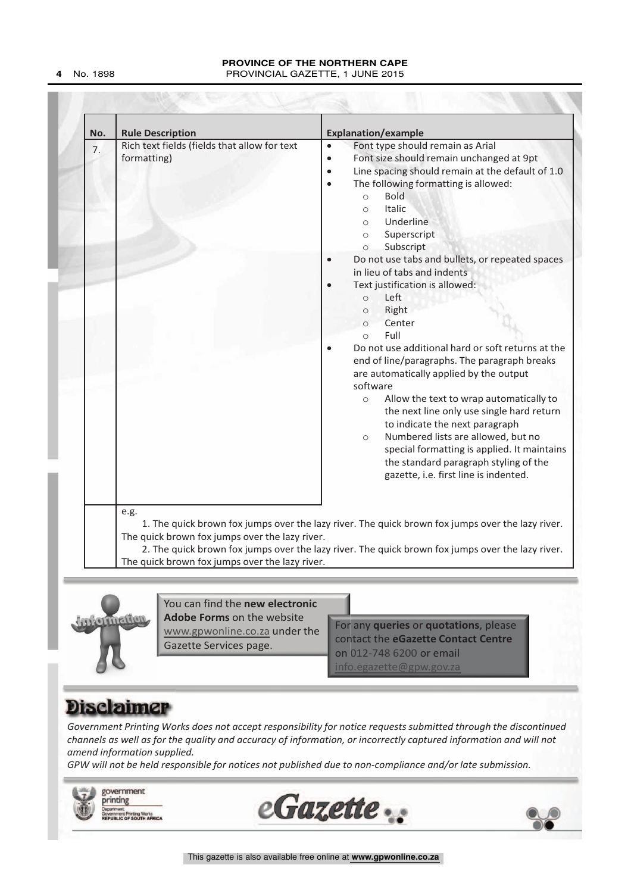| No. | Rule Description | Explanation/example |
|---|---|---|
| 7. | Rich text fields (fields that allow for text formatting) | • Font type should remain as Arial<br>• Font size should remain unchanged at 9pt<br>• Line spacing should remain at the default of 1.0<br>• The following formatting is allowed:<br>  ○ Bold<br>  ○ Italic<br>  ○ Underline<br>  ○ Superscript<br>  ○ Subscript<br>• Do not use tabs and bullets, or repeated spaces in lieu of tabs and indents<br>• Text justification is allowed:<br>  ○ Left<br>  ○ Right<br>  ○ Center<br>  ○ Full<br>• Do not use additional hard or soft returns at the end of line/paragraphs. The paragraph breaks are automatically applied by the output software<br>  ○ Allow the text to wrap automatically to the next line only use single hard return to indicate the next paragraph<br>  ○ Numbered lists are allowed, but no special formatting is applied. It maintains the standard paragraph styling of the gazette, i.e. first line is indented. |
| | e.g.<br>1. The quick brown fox jumps over the lazy river. The quick brown fox jumps over the lazy river. The quick brown fox jumps over the lazy river.<br>2. The quick brown fox jumps over the lazy river. The quick brown fox jumps over the lazy river. The quick brown fox jumps over the lazy river. | |

You can find the **new electronic Adobe Forms** on the website www.gpwonline.co.za under the Gazette Services page.

For any **queries** or **quotations**, please contact the **eGazette Contact Centre** on 012-748 6200 or email info.egazette@gpw.gov.za

# Disclaimer

*Government Printing Works does not accept responsibility for notice requests submitted through the discontinued channels as well as for the quality and accuracy of information, or incorrectly captured information and will not amend information supplied.*

*GPW will not be held responsible for notices not published due to non-compliance and/or late submission.*

government printing
Department: Government Printing Works
REPUBLIC OF SOUTH AFRICA

eGazette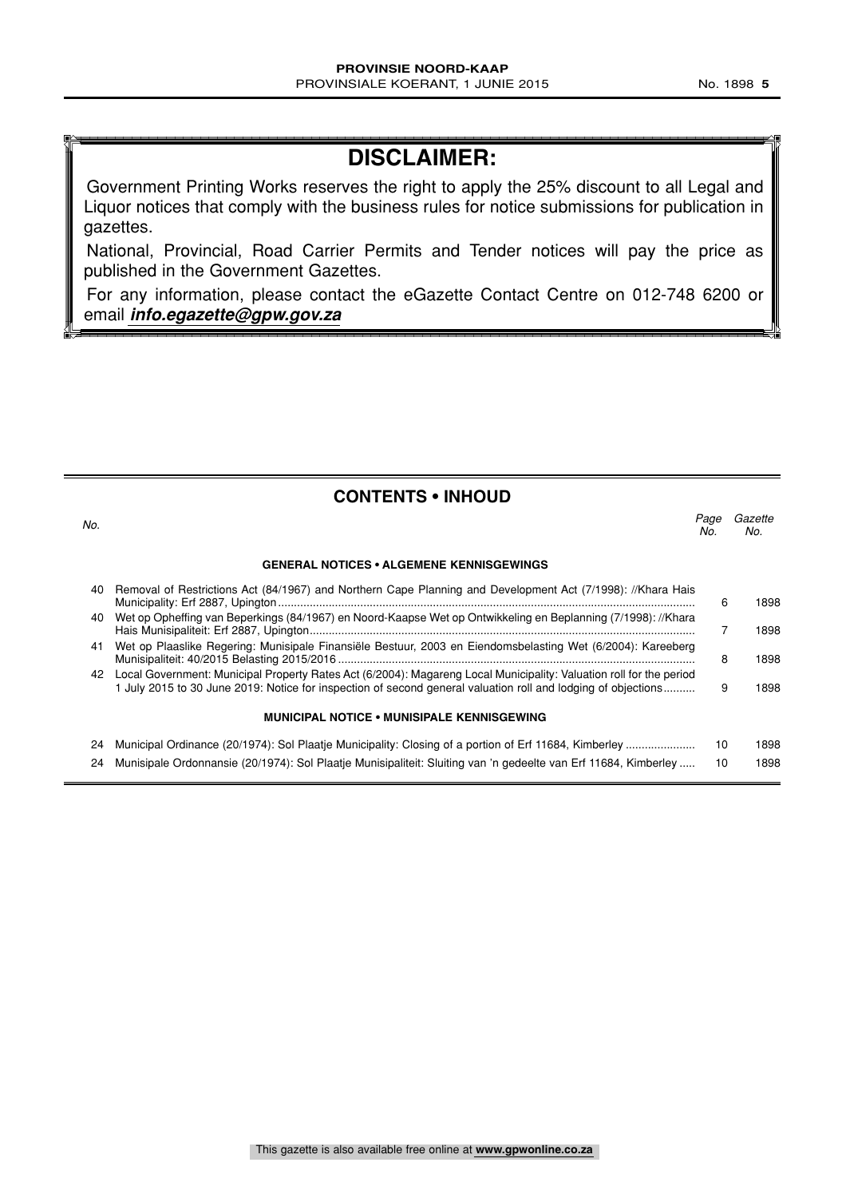# DISCLAIMER:

Government Printing Works reserves the right to apply the 25% discount to all Legal and Liquor notices that comply with the business rules for notice submissions for publication in gazettes.

National, Provincial, Road Carrier Permits and Tender notices will pay the price as published in the Government Gazettes.

For any information, please contact the eGazette Contact Centre on 012-748 6200 or email ***info.egazette@gpw.gov.za***

## CONTENTS • INHOUD

| No. | | Page No. | Gazette No. |
|---|---|---|---|
| | **GENERAL NOTICES • ALGEMENE KENNISGEWINGS** | | |
| 40 | Removal of Restrictions Act (84/1967) and Northern Cape Planning and Development Act (7/1998): //Khara Hais Municipality: Erf 2887, Upington | 6 | 1898 |
| 40 | Wet op Opheffing van Beperkings (84/1967) en Noord-Kaapse Wet op Ontwikkeling en Beplanning (7/1998): //Khara Hais Munisipaliteit: Erf 2887, Upington | 7 | 1898 |
| 41 | Wet op Plaaslike Regering: Munisipale Finansiële Bestuur, 2003 en Eiendomsbelasting Wet (6/2004): Kareeberg Munisipaliteit: 40/2015 Belasting 2015/2016 | 8 | 1898 |
| 42 | Local Government: Municipal Property Rates Act (6/2004): Magareng Local Municipality: Valuation roll for the period 1 July 2015 to 30 June 2019: Notice for inspection of second general valuation roll and lodging of objections | 9 | 1898 |
| | **MUNICIPAL NOTICE • MUNISIPALE KENNISGEWING** | | |
| 24 | Municipal Ordinance (20/1974): Sol Plaatje Municipality: Closing of a portion of Erf 11684, Kimberley | 10 | 1898 |
| 24 | Munisipale Ordonnansie (20/1974): Sol Plaatje Munisipaliteit: Sluiting van 'n gedeelte van Erf 11684, Kimberley | 10 | 1898 |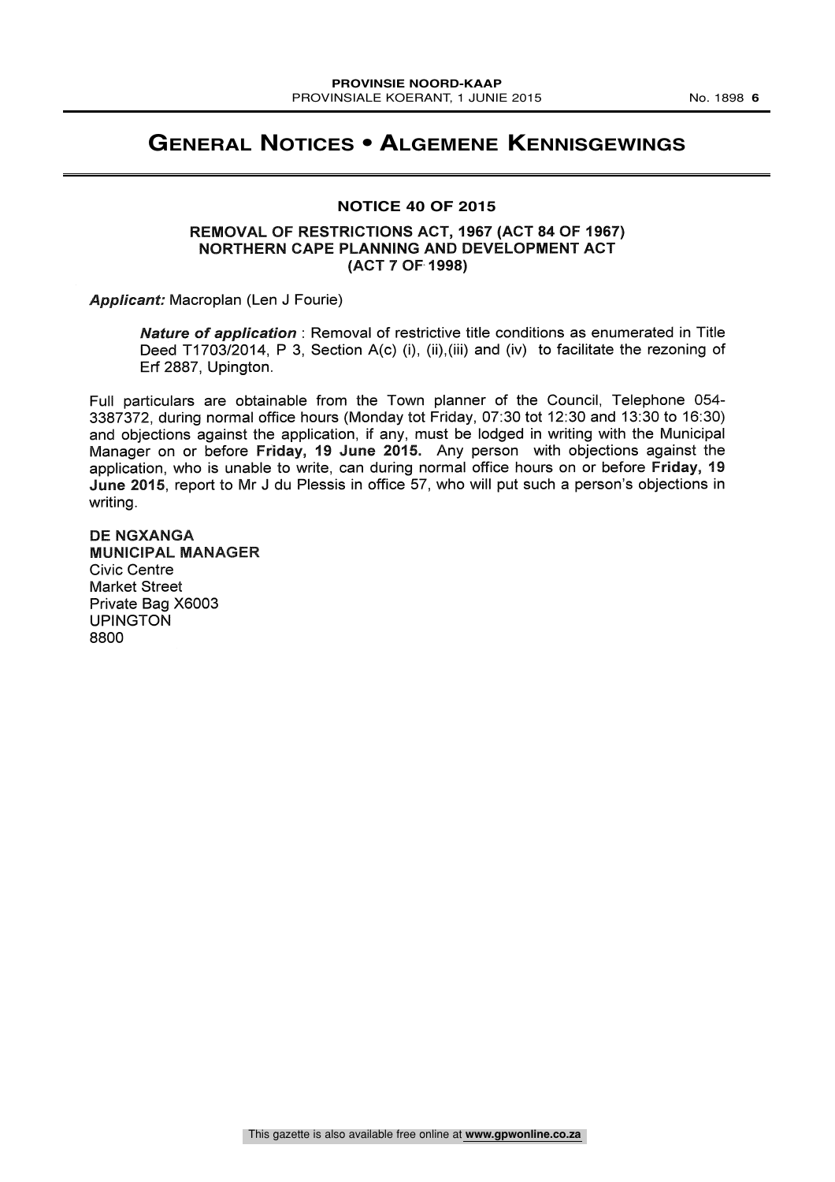# General Notices • Algemene Kennisgewings

## NOTICE 40 OF 2015

### REMOVAL OF RESTRICTIONS ACT, 1967 (ACT 84 OF 1967) NORTHERN CAPE PLANNING AND DEVELOPMENT ACT (ACT 7 OF 1998)

***Applicant:*** Macroplan (Len J Fourie)

***Nature of application*** : Removal of restrictive title conditions as enumerated in Title Deed T1703/2014, P 3, Section A(c) (i), (ii),(iii) and (iv) to facilitate the rezoning of Erf 2887, Upington.

Full particulars are obtainable from the Town planner of the Council, Telephone 054-3387372, during normal office hours (Monday tot Friday, 07:30 tot 12:30 and 13:30 to 16:30) and objections against the application, if any, must be lodged in writing with the Municipal Manager on or before **Friday, 19 June 2015.** Any person with objections against the application, who is unable to write, can during normal office hours on or before **Friday, 19 June 2015**, report to Mr J du Plessis in office 57, who will put such a person's objections in writing.

**DE NGXANGA**
**MUNICIPAL MANAGER**
Civic Centre
Market Street
Private Bag X6003
UPINGTON
8800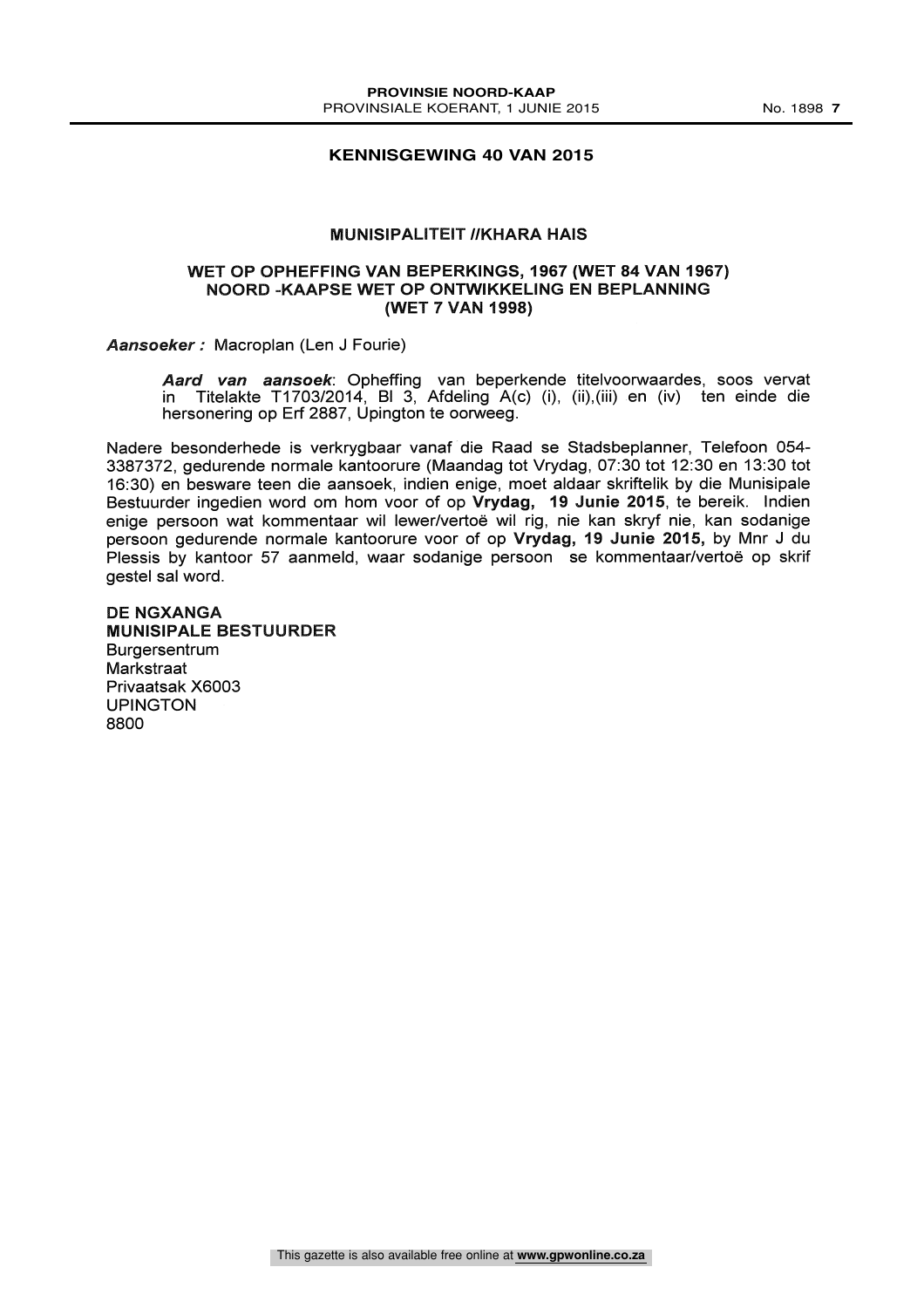## KENNISGEWING 40 VAN 2015

### MUNISIPALITEIT //KHARA HAIS

### WET OP OPHEFFING VAN BEPERKINGS, 1967 (WET 84 VAN 1967) NOORD -KAAPSE WET OP ONTWIKKELING EN BEPLANNING (WET 7 VAN 1998)

***Aansoeker :*** Macroplan (Len J Fourie)

> ***Aard van aansoek***: Opheffing van beperkende titelvoorwaardes, soos vervat in Titelakte T1703/2014, Bl 3, Afdeling A(c) (i), (ii),(iii) en (iv) ten einde die hersonering op Erf 2887, Upington te oorweeg.

Nadere besonderhede is verkrygbaar vanaf die Raad se Stadsbeplanner, Telefoon 054-3387372, gedurende normale kantoorure (Maandag tot Vrydag, 07:30 tot 12:30 en 13:30 tot 16:30) en besware teen die aansoek, indien enige, moet aldaar skriftelik by die Munisipale Bestuurder ingedien word om hom voor of op **Vrydag, 19 Junie 2015**, te bereik. Indien enige persoon wat kommentaar wil lewer/vertoë wil rig, nie kan skryf nie, kan sodanige persoon gedurende normale kantoorure voor of op **Vrydag, 19 Junie 2015,** by Mnr J du Plessis by kantoor 57 aanmeld, waar sodanige persoon se kommentaar/vertoë op skrif gestel sal word.

**DE NGXANGA**
**MUNISIPALE BESTUURDER**
Burgersentrum
Markstraat
Privaatsak X6003
UPINGTON
8800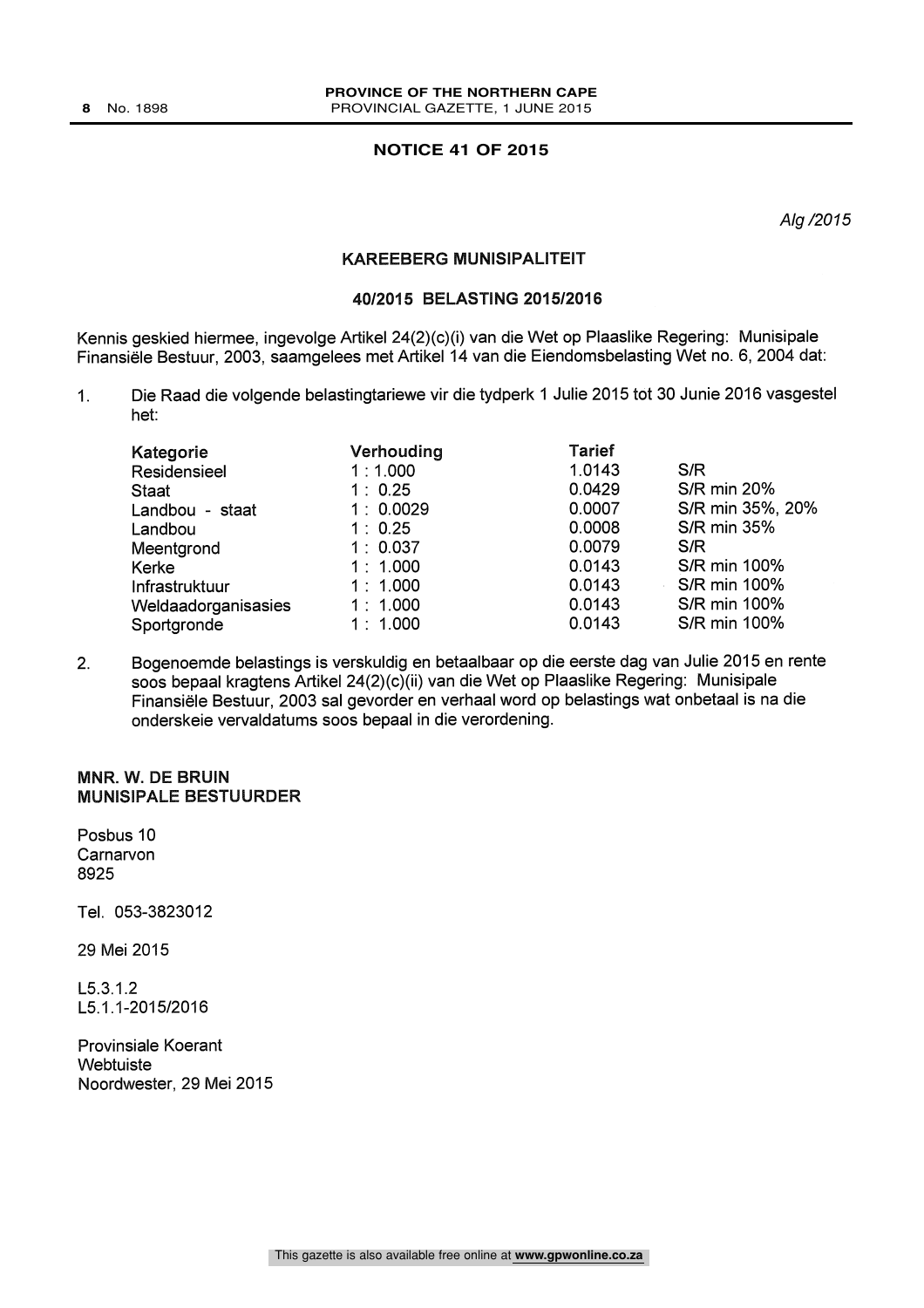## NOTICE 41 OF 2015

*Alg /2015*

### KAREEBERG MUNISIPALITEIT

### 40/2015 BELASTING 2015/2016

Kennis geskied hiermee, ingevolge Artikel 24(2)(c)(i) van die Wet op Plaaslike Regering: Munisipale Finansiële Bestuur, 2003, saamgelees met Artikel 14 van die Eiendomsbelasting Wet no. 6, 2004 dat:

1. Die Raad die volgende belastingtariewe vir die tydperk 1 Julie 2015 tot 30 Junie 2016 vasgestel het:

| Kategorie | Verhouding | Tarief | |
|---|---|---|---|
| Residensieel | 1 : 1.000 | 1.0143 | S/R |
| Staat | 1 : 0.25 | 0.0429 | S/R min 20% |
| Landbou - staat | 1 : 0.0029 | 0.0007 | S/R min 35%, 20% |
| Landbou | 1 : 0.25 | 0.0008 | S/R min 35% |
| Meentgrond | 1 : 0.037 | 0.0079 | S/R |
| Kerke | 1 : 1.000 | 0.0143 | S/R min 100% |
| Infrastruktuur | 1 : 1.000 | 0.0143 | S/R min 100% |
| Weldaadorganisasies | 1 : 1.000 | 0.0143 | S/R min 100% |
| Sportgronde | 1 : 1.000 | 0.0143 | S/R min 100% |

2. Bogenoemde belastings is verskuldig en betaalbaar op die eerste dag van Julie 2015 en rente soos bepaal kragtens Artikel 24(2)(c)(ii) van die Wet op Plaaslike Regering: Munisipale Finansiële Bestuur, 2003 sal gevorder en verhaal word op belastings wat onbetaal is na die onderskeie vervaldatums soos bepaal in die verordening.

**MNR. W. DE BRUIN**
**MUNISIPALE BESTUURDER**

Posbus 10
Carnarvon
8925

Tel. 053-3823012

29 Mei 2015

L5.3.1.2
L5.1.1-2015/2016

Provinsiale Koerant
Webtuiste
Noordwester, 29 Mei 2015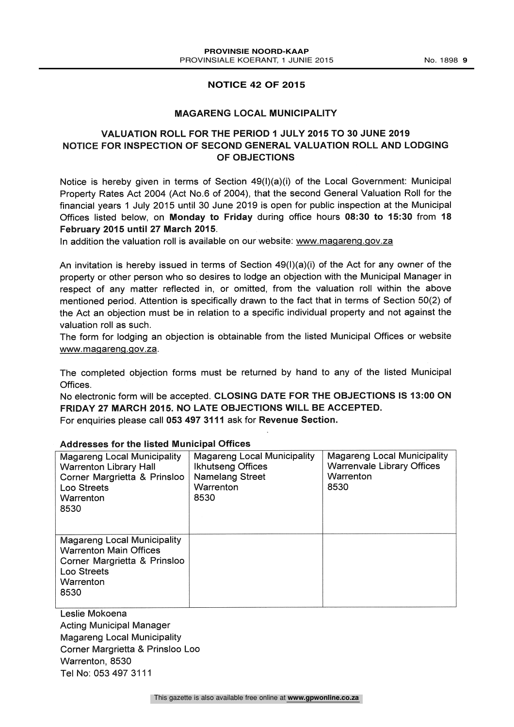## NOTICE 42 OF 2015

## MAGARENG LOCAL MUNICIPALITY

### VALUATION ROLL FOR THE PERIOD 1 JULY 2015 TO 30 JUNE 2019
### NOTICE FOR INSPECTION OF SECOND GENERAL VALUATION ROLL AND LODGING OF OBJECTIONS

Notice is hereby given in terms of Section 49(I)(a)(i) of the Local Government: Municipal Property Rates Act 2004 (Act No.6 of 2004), that the second General Valuation Roll for the financial years 1 July 2015 until 30 June 2019 is open for public inspection at the Municipal Offices listed below, on **Monday to Friday** during office hours **08:30 to 15:30** from **18 February 2015 until 27 March 2015**.
In addition the valuation roll is available on our website: www.magareng.gov.za

An invitation is hereby issued in terms of Section 49(I)(a)(i) of the Act for any owner of the property or other person who so desires to lodge an objection with the Municipal Manager in respect of any matter reflected in, or omitted, from the valuation roll within the above mentioned period. Attention is specifically drawn to the fact that in terms of Section 50(2) of the Act an objection must be in relation to a specific individual property and not against the valuation roll as such.
The form for lodging an objection is obtainable from the listed Municipal Offices or website www.magareng.gov.za.

The completed objection forms must be returned by hand to any of the listed Municipal Offices.
No electronic form will be accepted. **CLOSING DATE FOR THE OBJECTIONS IS 13:00 ON FRIDAY 27 MARCH 2015. NO LATE OBJECTIONS WILL BE ACCEPTED.**
For enquiries please call **053 497 3111** ask for **Revenue Section.**

**Addresses for the listed Municipal Offices**

| | | |
|---|---|---|
| Magareng Local Municipality<br>Warrenton Library Hall<br>Corner Margrietta & Prinsloo Loo Streets<br>Warrenton<br>8530 | Magareng Local Municipality<br>Ikhutseng Offices<br>Namelang Street<br>Warrenton<br>8530 | Magareng Local Municipality<br>Warrenvale Library Offices<br>Warrenton<br>8530 |
| Magareng Local Municipality<br>Warrenton Main Offices<br>Corner Margrietta & Prinsloo Loo Streets<br>Warrenton<br>8530 | | |

Leslie Mokoena
Acting Municipal Manager
Magareng Local Municipality
Corner Margrietta & Prinsloo Loo
Warrenton, 8530
Tel No: 053 497 3111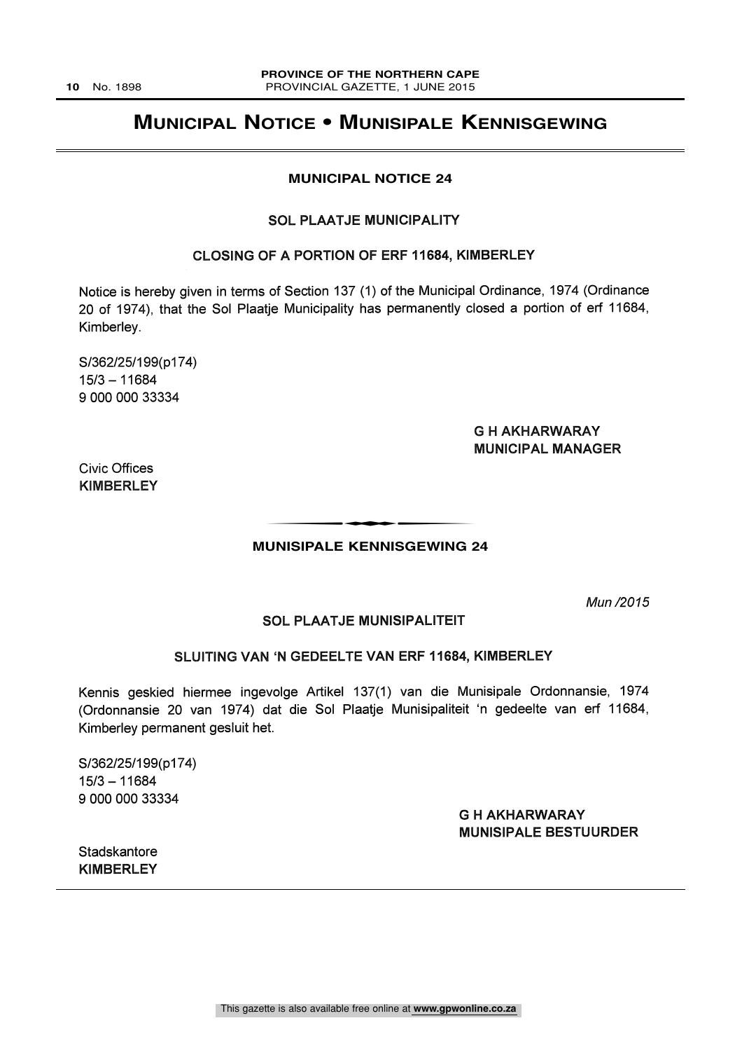# Municipal Notice • Munisipale Kennisgewing

## MUNICIPAL NOTICE 24

### SOL PLAATJE MUNICIPALITY

### CLOSING OF A PORTION OF ERF 11684, KIMBERLEY

Notice is hereby given in terms of Section 137 (1) of the Municipal Ordinance, 1974 (Ordinance 20 of 1974), that the Sol Plaatje Municipality has permanently closed a portion of erf 11684, Kimberley.

S/362/25/199(p174)
15/3 – 11684
9 000 000 33334

**G H AKHARWARAY**
**MUNICIPAL MANAGER**

Civic Offices
**KIMBERLEY**

---

## MUNISIPALE KENNISGEWING 24

*Mun /2015*

### SOL PLAATJE MUNISIPALITEIT

### SLUITING VAN 'N GEDEELTE VAN ERF 11684, KIMBERLEY

Kennis geskied hiermee ingevolge Artikel 137(1) van die Munisipale Ordonnansie, 1974 (Ordonnansie 20 van 1974) dat die Sol Plaatje Munisipaliteit 'n gedeelte van erf 11684, Kimberley permanent gesluit het.

S/362/25/199(p174)
15/3 – 11684
9 000 000 33334

**G H AKHARWARAY**
**MUNISIPALE BESTUURDER**

Stadskantore
**KIMBERLEY**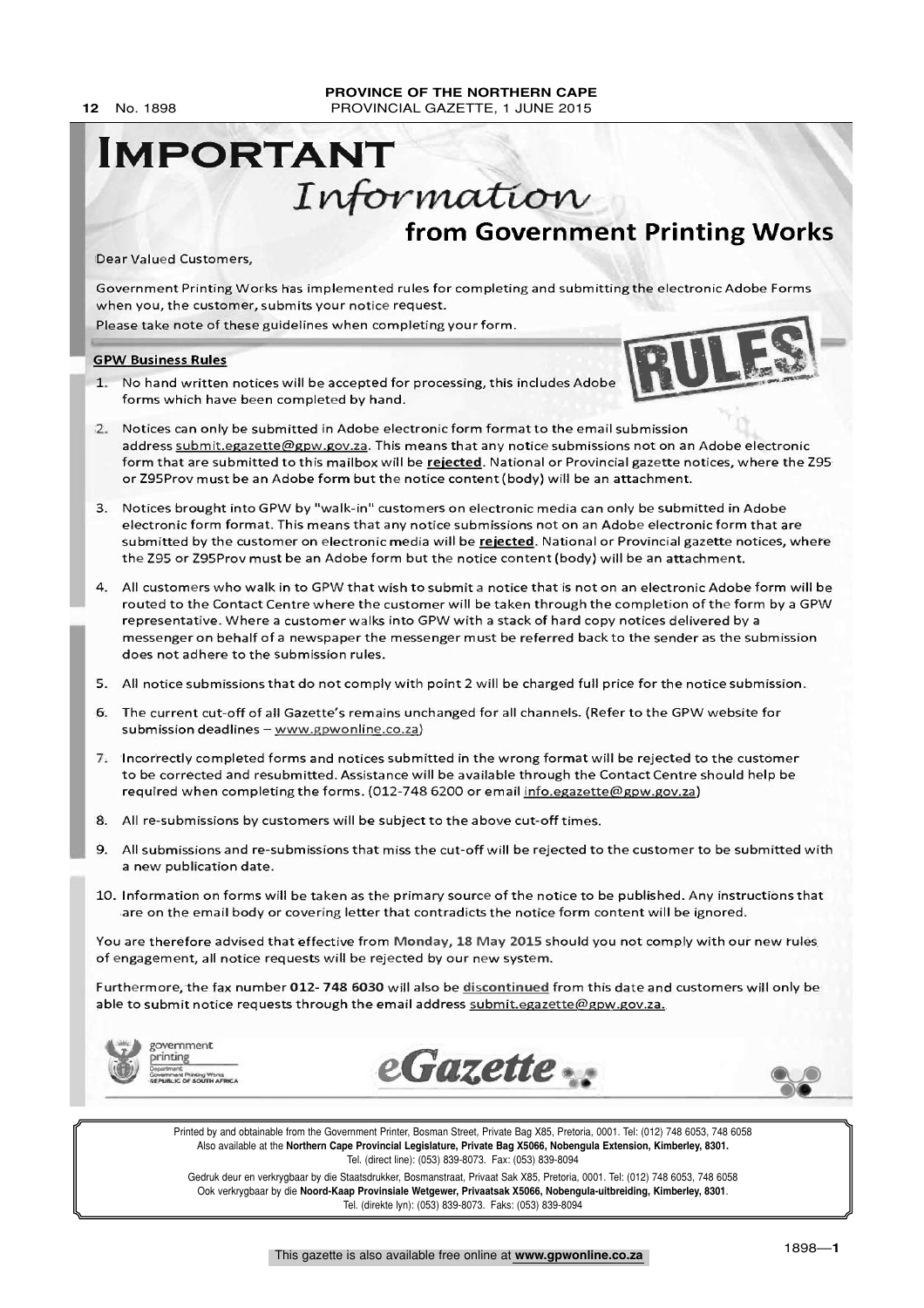# IMPORTANT
## *Information*
## from Government Printing Works

Dear Valued Customers,

Government Printing Works has implemented rules for completing and submitting the electronic Adobe Forms when you, the customer, submits your notice request.

Please take note of these guidelines when completing your form.

RULES

**GPW Business Rules**

1. No hand written notices will be accepted for processing, this includes Adobe forms which have been completed by hand.
2. Notices can only be submitted in Adobe electronic form format to the email submission address submit.egazette@gpw.gov.za. This means that any notice submissions not on an Adobe electronic form that are submitted to this mailbox will be **rejected**. National or Provincial gazette notices, where the Z95 or Z95Prov must be an Adobe form but the notice content (body) will be an attachment.
3. Notices brought into GPW by "walk-in" customers on electronic media can only be submitted in Adobe electronic form format. This means that any notice submissions not on an Adobe electronic form that are submitted by the customer on electronic media will be **rejected**. National or Provincial gazette notices, where the Z95 or Z95Prov must be an Adobe form but the notice content (body) will be an attachment.
4. All customers who walk in to GPW that wish to submit a notice that is not on an electronic Adobe form will be routed to the Contact Centre where the customer will be taken through the completion of the form by a GPW representative. Where a customer walks into GPW with a stack of hard copy notices delivered by a messenger on behalf of a newspaper the messenger must be referred back to the sender as the submission does not adhere to the submission rules.
5. All notice submissions that do not comply with point 2 will be charged full price for the notice submission.
6. The current cut-off of all Gazette's remains unchanged for all channels. (Refer to the GPW website for submission deadlines – www.gpwonline.co.za)
7. Incorrectly completed forms and notices submitted in the wrong format will be rejected to the customer to be corrected and resubmitted. Assistance will be available through the Contact Centre should help be required when completing the forms. (012-748 6200 or email info.egazette@gpw.gov.za)
8. All re-submissions by customers will be subject to the above cut-off times.
9. All submissions and re-submissions that miss the cut-off will be rejected to the customer to be submitted with a new publication date.
10. Information on forms will be taken as the primary source of the notice to be published. Any instructions that are on the email body or covering letter that contradicts the notice form content will be ignored.

You are therefore advised that effective from Monday, 18 May 2015 should you not comply with our new rules of engagement, all notice requests will be rejected by our new system.

Furthermore, the fax number **012- 748 6030** will also be **discontinued** from this date and customers will only be able to submit notice requests through the email address submit.egazette@gpw.gov.za.

government printing
Department: Government Printing Works
REPUBLIC OF SOUTH AFRICA

eGazette

---

Printed by and obtainable from the Government Printer, Bosman Street, Private Bag X85, Pretoria, 0001. Tel: (012) 748 6053, 748 6058
Also available at the **Northern Cape Provincial Legislature, Private Bag X5066, Nobengula Extension, Kimberley, 8301.**
Tel. (direct line): (053) 839-8073. Fax: (053) 839-8094

Gedruk deur en verkrygbaar by die Staatsdrukker, Bosmanstraat, Privaat Sak X85, Pretoria, 0001. Tel: (012) 748 6053, 748 6058
Ook verkrygbaar by die **Noord-Kaap Provinsiale Wetgewer, Privaatsak X5066, Nobengula-uitbreiding, Kimberley, 8301**.
Tel. (direkte lyn): (053) 839-8073. Faks: (053) 839-8094